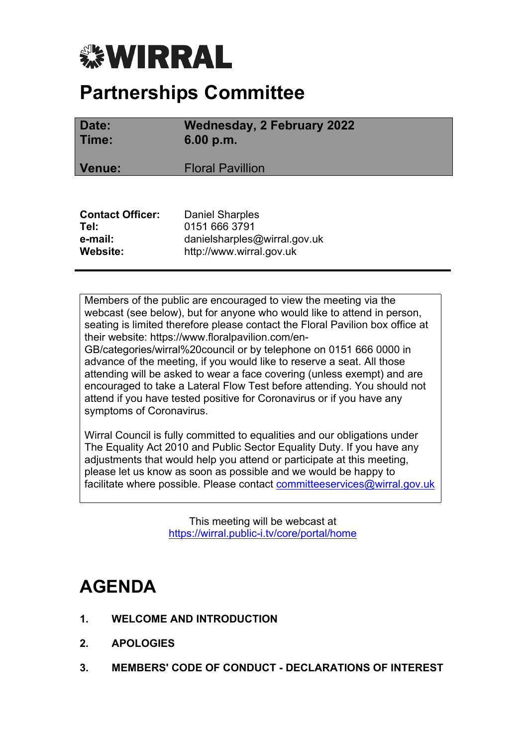# WIRRAL

# Partnerships Committee

| | |
|---|---|
| **Date:** | **Wednesday, 2 February 2022** |
| **Time:** | **6.00 p.m.** |
| **Venue:** | Floral Pavillion |

| | |
|---|---|
| **Contact Officer:** | Daniel Sharples |
| **Tel:** | 0151 666 3791 |
| **e-mail:** | danielsharples@wirral.gov.uk |
| **Website:** | http://www.wirral.gov.uk |

Members of the public are encouraged to view the meeting via the webcast (see below), but for anyone who would like to attend in person, seating is limited therefore please contact the Floral Pavilion box office at their website: https://www.floralpavilion.com/en-GB/categories/wirral%20council or by telephone on 0151 666 0000 in advance of the meeting, if you would like to reserve a seat. All those attending will be asked to wear a face covering (unless exempt) and are encouraged to take a Lateral Flow Test before attending. You should not attend if you have tested positive for Coronavirus or if you have any symptoms of Coronavirus.

Wirral Council is fully committed to equalities and our obligations under The Equality Act 2010 and Public Sector Equality Duty. If you have any adjustments that would help you attend or participate at this meeting, please let us know as soon as possible and we would be happy to facilitate where possible. Please contact committeeservices@wirral.gov.uk

This meeting will be webcast at
https://wirral.public-i.tv/core/portal/home

# AGENDA

1. **WELCOME AND INTRODUCTION**

2. **APOLOGIES**

3. **MEMBERS' CODE OF CONDUCT - DECLARATIONS OF INTEREST**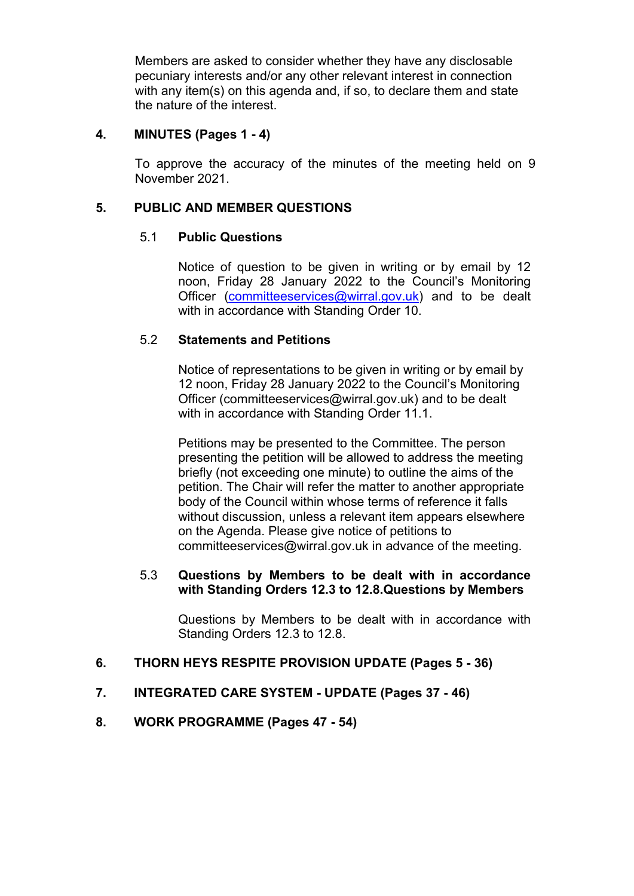Members are asked to consider whether they have any disclosable pecuniary interests and/or any other relevant interest in connection with any item(s) on this agenda and, if so, to declare them and state the nature of the interest.

**4. MINUTES (Pages 1 - 4)**

To approve the accuracy of the minutes of the meeting held on 9 November 2021.

**5. PUBLIC AND MEMBER QUESTIONS**

5.1 **Public Questions**

Notice of question to be given in writing or by email by 12 noon, Friday 28 January 2022 to the Council's Monitoring Officer (committeeservices@wirral.gov.uk) and to be dealt with in accordance with Standing Order 10.

5.2 **Statements and Petitions**

Notice of representations to be given in writing or by email by 12 noon, Friday 28 January 2022 to the Council's Monitoring Officer (committeeservices@wirral.gov.uk) and to be dealt with in accordance with Standing Order 11.1.

Petitions may be presented to the Committee. The person presenting the petition will be allowed to address the meeting briefly (not exceeding one minute) to outline the aims of the petition. The Chair will refer the matter to another appropriate body of the Council within whose terms of reference it falls without discussion, unless a relevant item appears elsewhere on the Agenda. Please give notice of petitions to committeeservices@wirral.gov.uk in advance of the meeting.

5.3 **Questions by Members to be dealt with in accordance with Standing Orders 12.3 to 12.8.Questions by Members**

Questions by Members to be dealt with in accordance with Standing Orders 12.3 to 12.8.

**6. THORN HEYS RESPITE PROVISION UPDATE (Pages 5 - 36)**

**7. INTEGRATED CARE SYSTEM - UPDATE (Pages 37 - 46)**

**8. WORK PROGRAMME (Pages 47 - 54)**